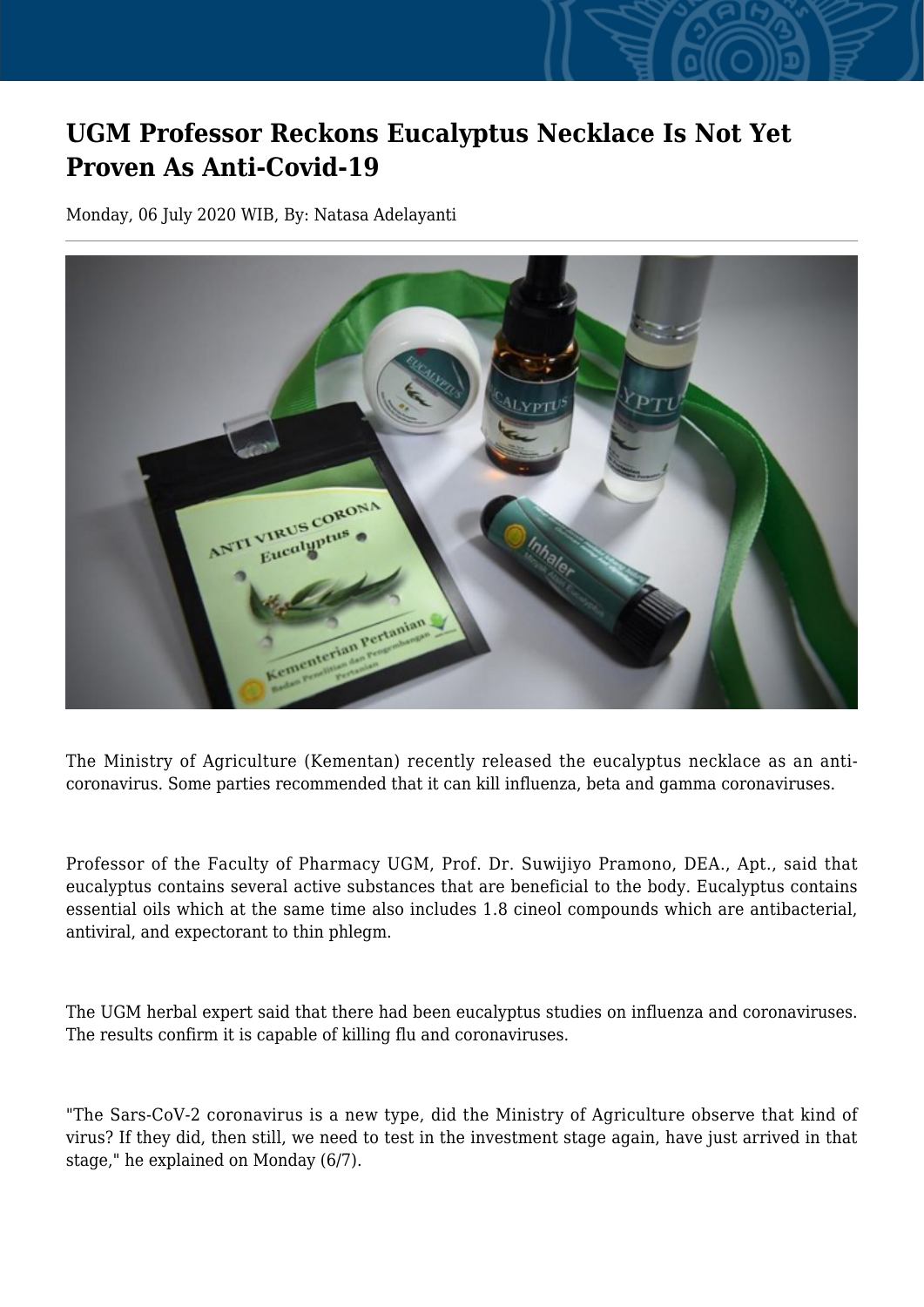# UGM Professor Reckons Eucalyptus Necklace Is Not Yet Proven As Anti-Covid-19

Monday, 06 July 2020 WIB, By: Natasa Adelayanti

The Ministry of Agriculture (Kementan) recently released the eucalyptus necklace as an anti-coronavirus. Some parties recommended that it can kill influenza, beta and gamma coronaviruses.

Professor of the Faculty of Pharmacy UGM, Prof. Dr. Suwijiyo Pramono, DEA., Apt., said that eucalyptus contains several active substances that are beneficial to the body. Eucalyptus contains essential oils which at the same time also includes 1.8 cineol compounds which are antibacterial, antiviral, and expectorant to thin phlegm.

The UGM herbal expert said that there had been eucalyptus studies on influenza and coronaviruses. The results confirm it is capable of killing flu and coronaviruses.

"The Sars-CoV-2 coronavirus is a new type, did the Ministry of Agriculture observe that kind of virus? If they did, then still, we need to test in the investment stage again, have just arrived in that stage," he explained on Monday (6/7).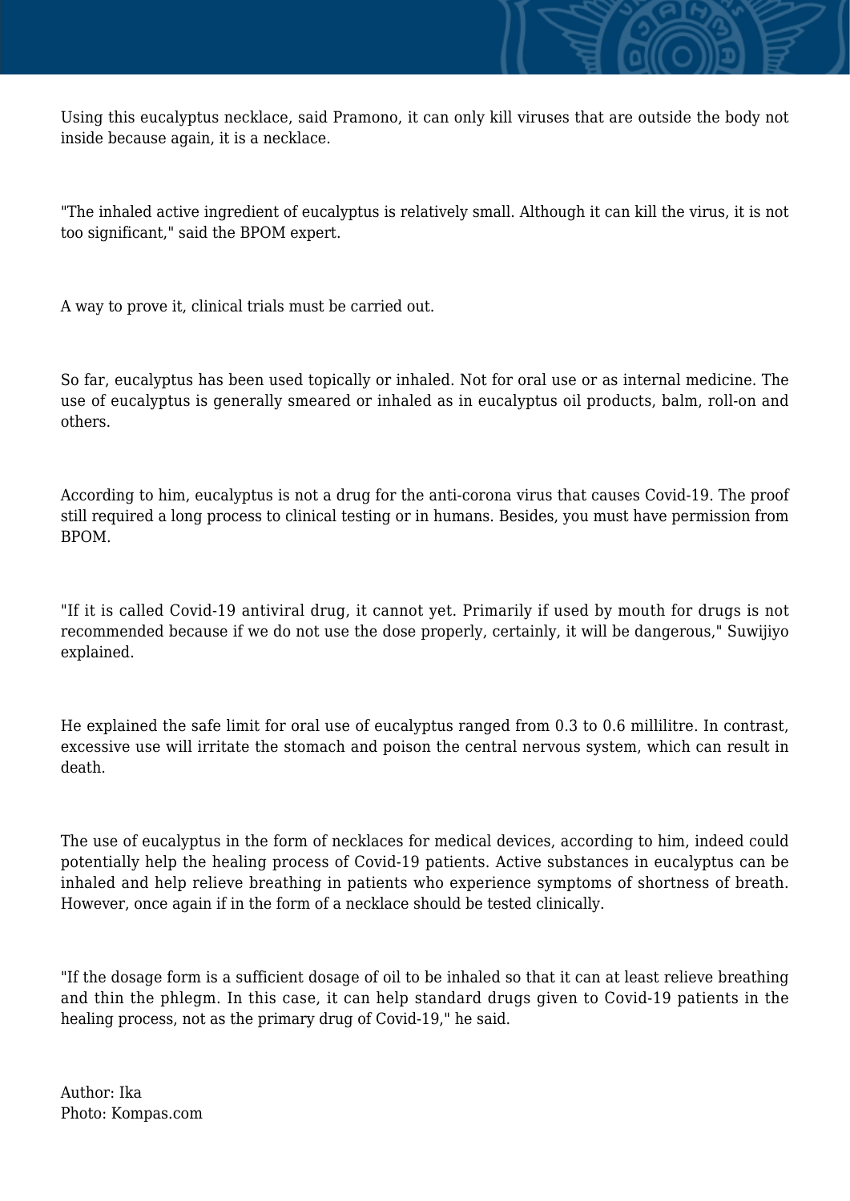Using this eucalyptus necklace, said Pramono, it can only kill viruses that are outside the body not inside because again, it is a necklace.

"The inhaled active ingredient of eucalyptus is relatively small. Although it can kill the virus, it is not too significant," said the BPOM expert.

A way to prove it, clinical trials must be carried out.

So far, eucalyptus has been used topically or inhaled. Not for oral use or as internal medicine. The use of eucalyptus is generally smeared or inhaled as in eucalyptus oil products, balm, roll-on and others.

According to him, eucalyptus is not a drug for the anti-corona virus that causes Covid-19. The proof still required a long process to clinical testing or in humans. Besides, you must have permission from BPOM.

"If it is called Covid-19 antiviral drug, it cannot yet. Primarily if used by mouth for drugs is not recommended because if we do not use the dose properly, certainly, it will be dangerous," Suwijiyo explained.

He explained the safe limit for oral use of eucalyptus ranged from 0.3 to 0.6 millilitre. In contrast, excessive use will irritate the stomach and poison the central nervous system, which can result in death.

The use of eucalyptus in the form of necklaces for medical devices, according to him, indeed could potentially help the healing process of Covid-19 patients. Active substances in eucalyptus can be inhaled and help relieve breathing in patients who experience symptoms of shortness of breath. However, once again if in the form of a necklace should be tested clinically.

"If the dosage form is a sufficient dosage of oil to be inhaled so that it can at least relieve breathing and thin the phlegm. In this case, it can help standard drugs given to Covid-19 patients in the healing process, not as the primary drug of Covid-19," he said.

Author: Ika
Photo: Kompas.com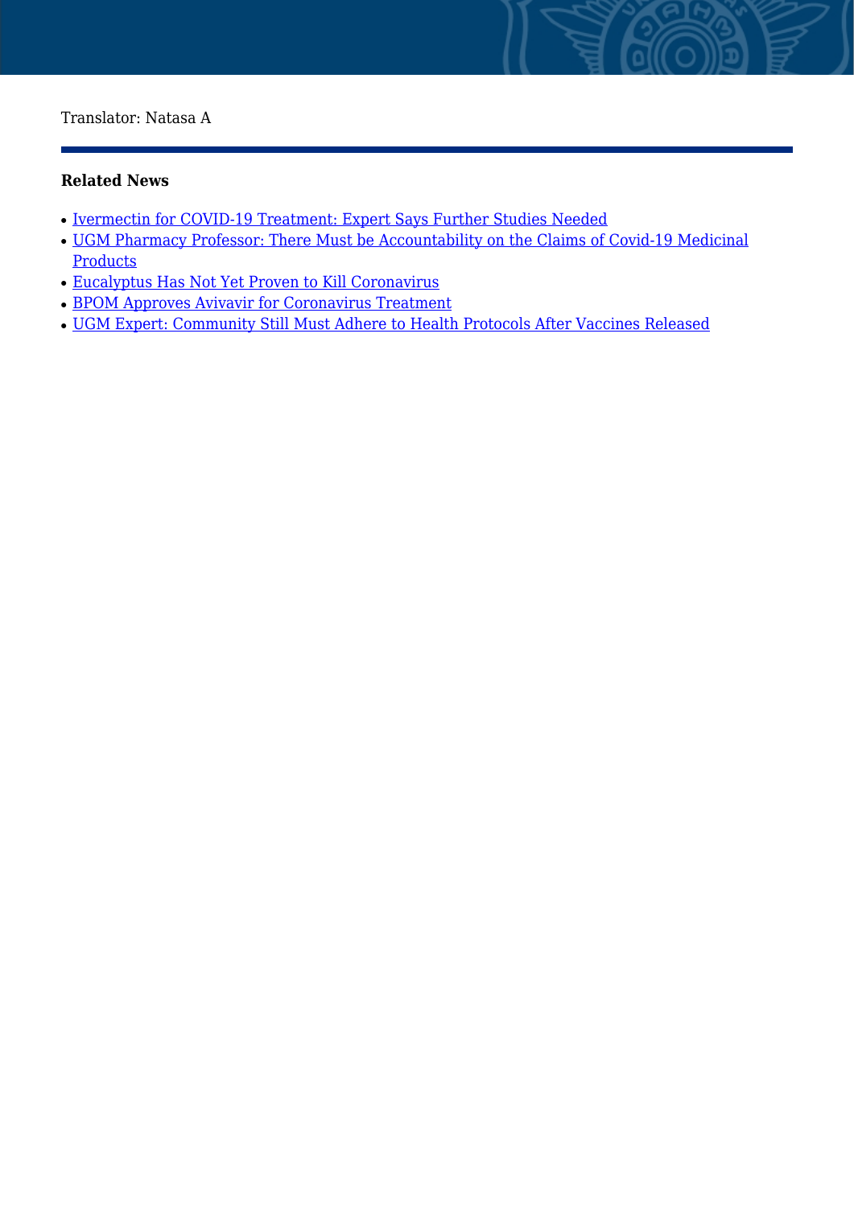Translator: Natasa A

---

### Related News

- Ivermectin for COVID-19 Treatment: Expert Says Further Studies Needed
- UGM Pharmacy Professor: There Must be Accountability on the Claims of Covid-19 Medicinal Products
- Eucalyptus Has Not Yet Proven to Kill Coronavirus
- BPOM Approves Avivavir for Coronavirus Treatment
- UGM Expert: Community Still Must Adhere to Health Protocols After Vaccines Released